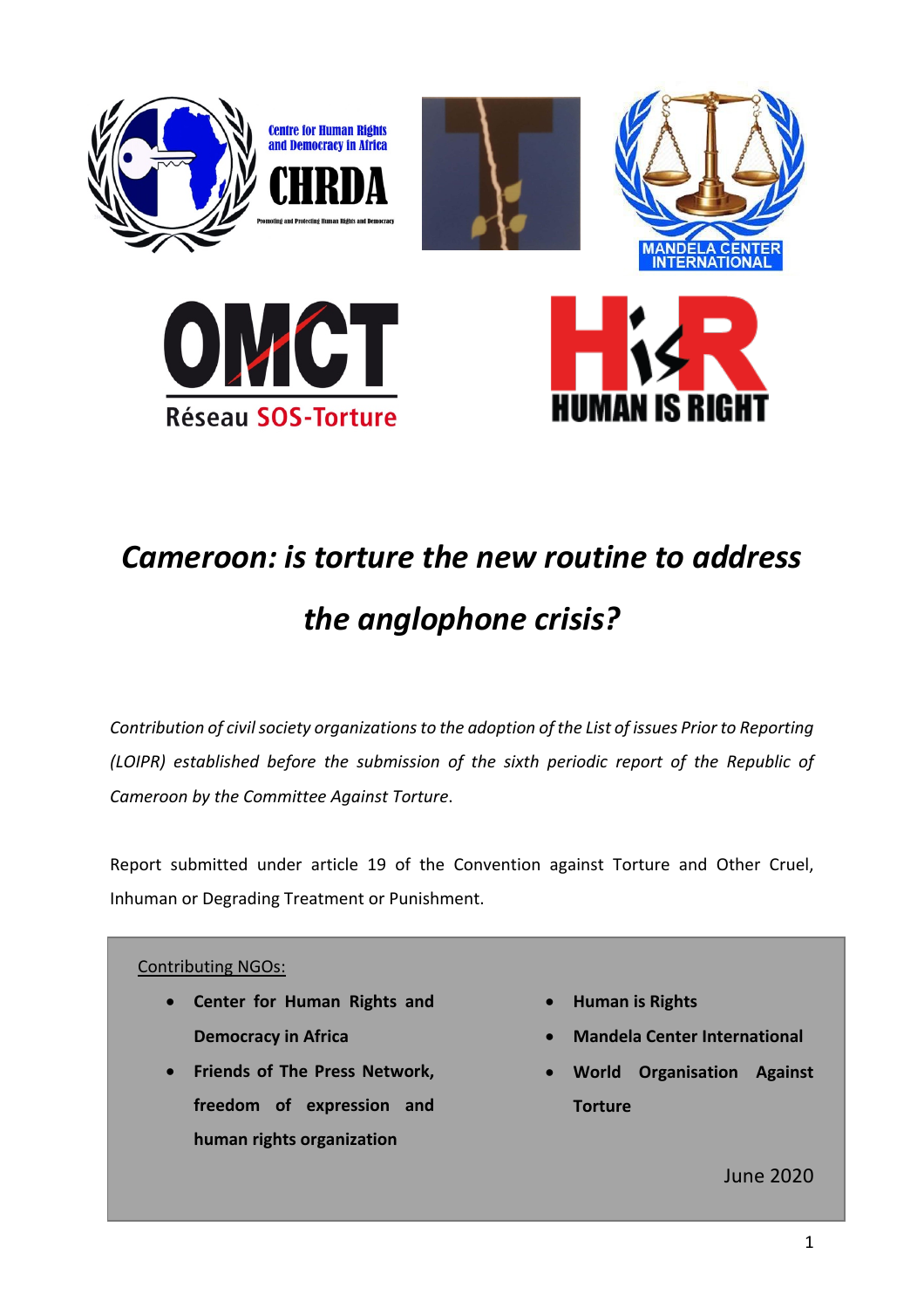# *Cameroon: is torture the new routine to address the anglophone crisis?*

*Contribution of civil society organizations to the adoption of the List of issues Prior to Reporting (LOIPR) established before the submission of the sixth periodic report of the Republic of Cameroon by the Committee Against Torture.*

Report submitted under article 19 of the Convention against Torture and Other Cruel, Inhuman or Degrading Treatment or Punishment.

Contributing NGOs:

- **Center for Human Rights and Democracy in Africa**
- **Friends of The Press Network, freedom of expression and human rights organization**
- **Human is Rights**
- **Mandela Center International**
- **World Organisation Against Torture**

June 2020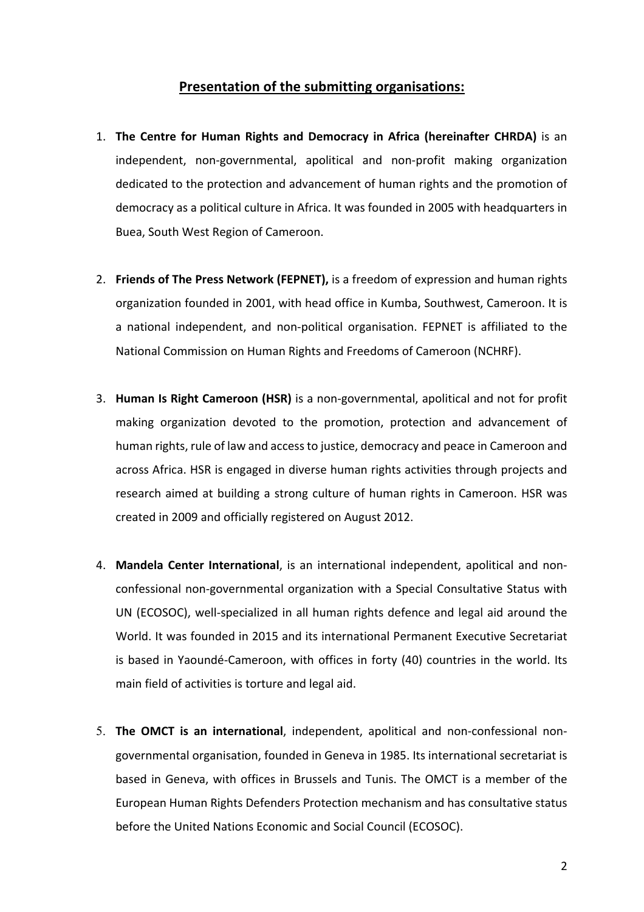## Presentation of the submitting organisations:

1. **The Centre for Human Rights and Democracy in Africa (hereinafter CHRDA)** is an independent, non-governmental, apolitical and non-profit making organization dedicated to the protection and advancement of human rights and the promotion of democracy as a political culture in Africa. It was founded in 2005 with headquarters in Buea, South West Region of Cameroon.

2. **Friends of The Press Network (FEPNET),** is a freedom of expression and human rights organization founded in 2001, with head office in Kumba, Southwest, Cameroon. It is a national independent, and non-political organisation. FEPNET is affiliated to the National Commission on Human Rights and Freedoms of Cameroon (NCHRF).

3. **Human Is Right Cameroon (HSR)** is a non-governmental, apolitical and not for profit making organization devoted to the promotion, protection and advancement of human rights, rule of law and access to justice, democracy and peace in Cameroon and across Africa. HSR is engaged in diverse human rights activities through projects and research aimed at building a strong culture of human rights in Cameroon. HSR was created in 2009 and officially registered on August 2012.

4. **Mandela Center International**, is an international independent, apolitical and non-confessional non-governmental organization with a Special Consultative Status with UN (ECOSOC), well-specialized in all human rights defence and legal aid around the World. It was founded in 2015 and its international Permanent Executive Secretariat is based in Yaoundé-Cameroon, with offices in forty (40) countries in the world. Its main field of activities is torture and legal aid.

5. **The OMCT is an international**, independent, apolitical and non-confessional non-governmental organisation, founded in Geneva in 1985. Its international secretariat is based in Geneva, with offices in Brussels and Tunis. The OMCT is a member of the European Human Rights Defenders Protection mechanism and has consultative status before the United Nations Economic and Social Council (ECOSOC).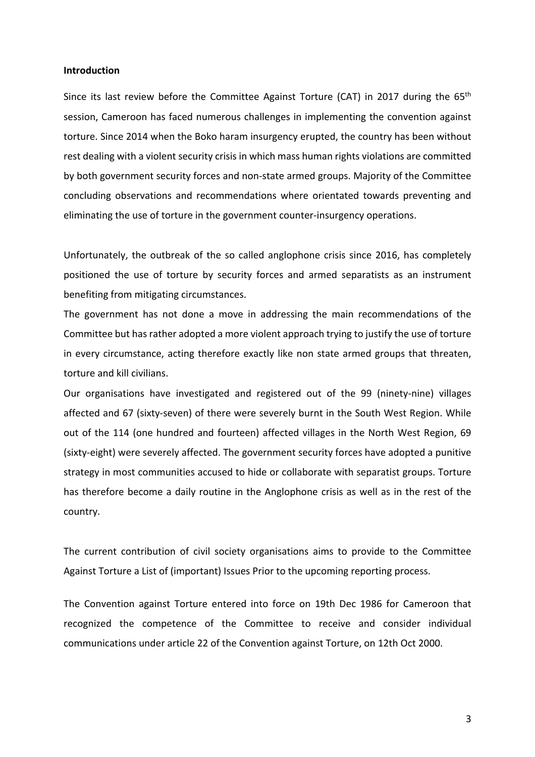**Introduction**

Since its last review before the Committee Against Torture (CAT) in 2017 during the 65th session, Cameroon has faced numerous challenges in implementing the convention against torture. Since 2014 when the Boko haram insurgency erupted, the country has been without rest dealing with a violent security crisis in which mass human rights violations are committed by both government security forces and non-state armed groups. Majority of the Committee concluding observations and recommendations where orientated towards preventing and eliminating the use of torture in the government counter-insurgency operations.

Unfortunately, the outbreak of the so called anglophone crisis since 2016, has completely positioned the use of torture by security forces and armed separatists as an instrument benefiting from mitigating circumstances.

The government has not done a move in addressing the main recommendations of the Committee but has rather adopted a more violent approach trying to justify the use of torture in every circumstance, acting therefore exactly like non state armed groups that threaten, torture and kill civilians.

Our organisations have investigated and registered out of the 99 (ninety-nine) villages affected and 67 (sixty-seven) of there were severely burnt in the South West Region. While out of the 114 (one hundred and fourteen) affected villages in the North West Region, 69 (sixty-eight) were severely affected. The government security forces have adopted a punitive strategy in most communities accused to hide or collaborate with separatist groups. Torture has therefore become a daily routine in the Anglophone crisis as well as in the rest of the country.

The current contribution of civil society organisations aims to provide to the Committee Against Torture a List of (important) Issues Prior to the upcoming reporting process.

The Convention against Torture entered into force on 19th Dec 1986 for Cameroon that recognized the competence of the Committee to receive and consider individual communications under article 22 of the Convention against Torture, on 12th Oct 2000.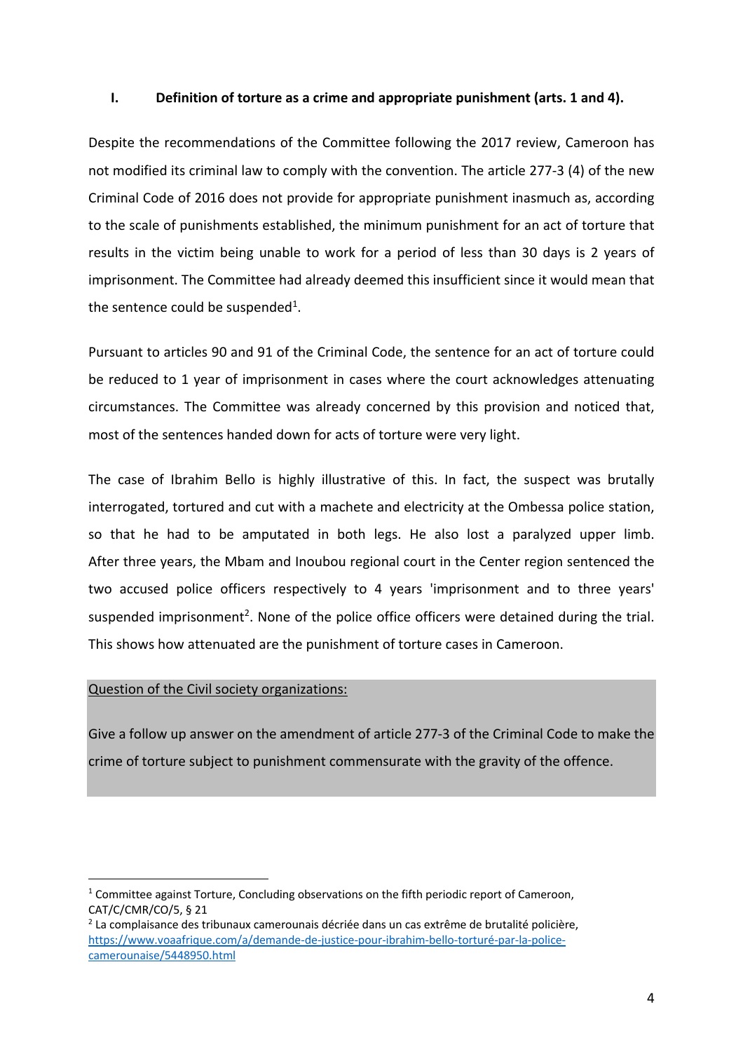## I. Definition of torture as a crime and appropriate punishment (arts. 1 and 4).

Despite the recommendations of the Committee following the 2017 review, Cameroon has not modified its criminal law to comply with the convention. The article 277-3 (4) of the new Criminal Code of 2016 does not provide for appropriate punishment inasmuch as, according to the scale of punishments established, the minimum punishment for an act of torture that results in the victim being unable to work for a period of less than 30 days is 2 years of imprisonment. The Committee had already deemed this insufficient since it would mean that the sentence could be suspended[1].

Pursuant to articles 90 and 91 of the Criminal Code, the sentence for an act of torture could be reduced to 1 year of imprisonment in cases where the court acknowledges attenuating circumstances. The Committee was already concerned by this provision and noticed that, most of the sentences handed down for acts of torture were very light.

The case of Ibrahim Bello is highly illustrative of this. In fact, the suspect was brutally interrogated, tortured and cut with a machete and electricity at the Ombessa police station, so that he had to be amputated in both legs. He also lost a paralyzed upper limb. After three years, the Mbam and Inoubou regional court in the Center region sentenced the two accused police officers respectively to 4 years 'imprisonment and to three years' suspended imprisonment[2]. None of the police office officers were detained during the trial. This shows how attenuated are the punishment of torture cases in Cameroon.

<u>Question of the Civil society organizations:</u>

Give a follow up answer on the amendment of article 277-3 of the Criminal Code to make the crime of torture subject to punishment commensurate with the gravity of the offence.

---

[1] Committee against Torture, Concluding observations on the fifth periodic report of Cameroon, CAT/C/CMR/CO/5, § 21

[2] La complaisance des tribunaux camerounais décriée dans un cas extrême de brutalité policière, https://www.voaafrique.com/a/demande-de-justice-pour-ibrahim-bello-torturé-par-la-police-camerounaise/5448950.html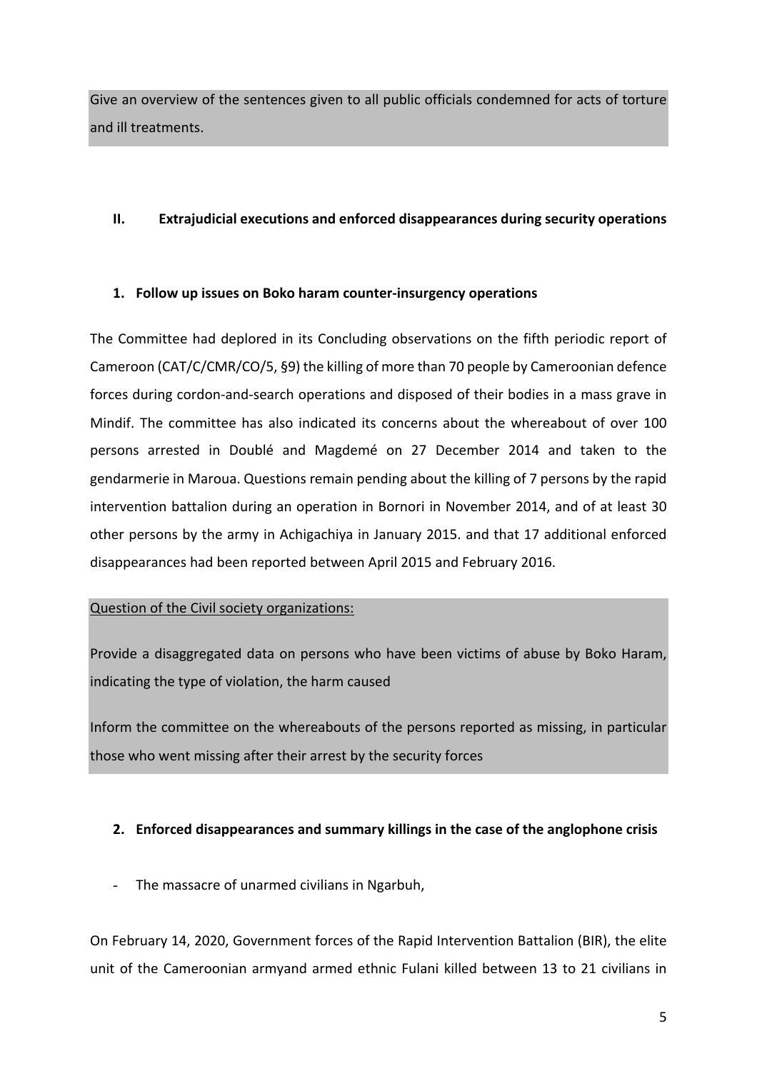Give an overview of the sentences given to all public officials condemned for acts of torture and ill treatments.

## II. Extrajudicial executions and enforced disappearances during security operations

### 1. Follow up issues on Boko haram counter-insurgency operations

The Committee had deplored in its Concluding observations on the fifth periodic report of Cameroon (CAT/C/CMR/CO/5, §9) the killing of more than 70 people by Cameroonian defence forces during cordon-and-search operations and disposed of their bodies in a mass grave in Mindif. The committee has also indicated its concerns about the whereabout of over 100 persons arrested in Doublé and Magdemé on 27 December 2014 and taken to the gendarmerie in Maroua. Questions remain pending about the killing of 7 persons by the rapid intervention battalion during an operation in Bornori in November 2014, and of at least 30 other persons by the army in Achigachiya in January 2015. and that 17 additional enforced disappearances had been reported between April 2015 and February 2016.

Question of the Civil society organizations:

Provide a disaggregated data on persons who have been victims of abuse by Boko Haram, indicating the type of violation, the harm caused

Inform the committee on the whereabouts of the persons reported as missing, in particular those who went missing after their arrest by the security forces

### 2. Enforced disappearances and summary killings in the case of the anglophone crisis

- The massacre of unarmed civilians in Ngarbuh,

On February 14, 2020, Government forces of the Rapid Intervention Battalion (BIR), the elite unit of the Cameroonian armyand armed ethnic Fulani killed between 13 to 21 civilians in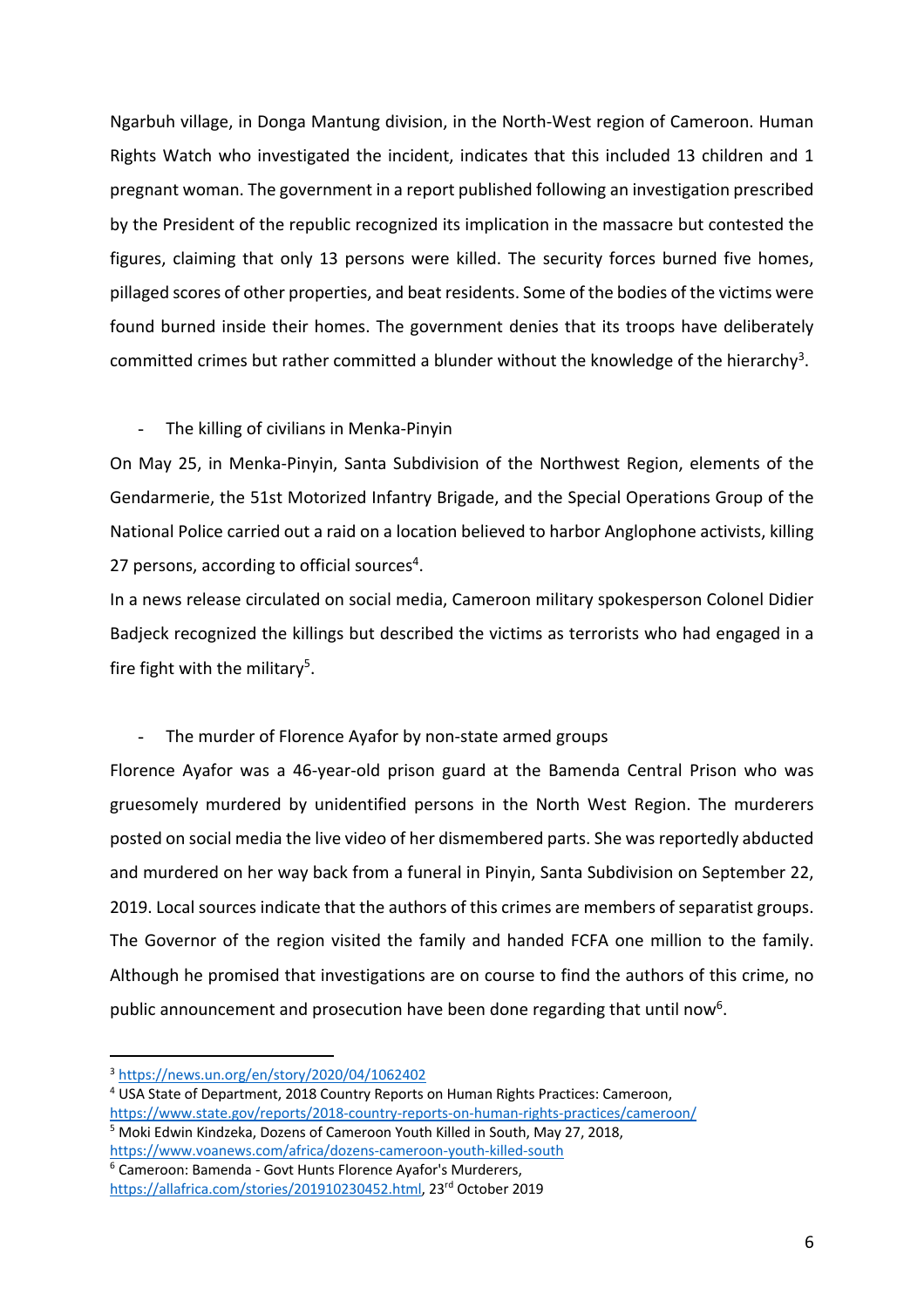Ngarbuh village, in Donga Mantung division, in the North-West region of Cameroon. Human Rights Watch who investigated the incident, indicates that this included 13 children and 1 pregnant woman. The government in a report published following an investigation prescribed by the President of the republic recognized its implication in the massacre but contested the figures, claiming that only 13 persons were killed. The security forces burned five homes, pillaged scores of other properties, and beat residents. Some of the bodies of the victims were found burned inside their homes. The government denies that its troops have deliberately committed crimes but rather committed a blunder without the knowledge of the hierarchy[3].

- The killing of civilians in Menka-Pinyin

On May 25, in Menka-Pinyin, Santa Subdivision of the Northwest Region, elements of the Gendarmerie, the 51st Motorized Infantry Brigade, and the Special Operations Group of the National Police carried out a raid on a location believed to harbor Anglophone activists, killing 27 persons, according to official sources[4].

In a news release circulated on social media, Cameroon military spokesperson Colonel Didier Badjeck recognized the killings but described the victims as terrorists who had engaged in a fire fight with the military[5].

- The murder of Florence Ayafor by non-state armed groups

Florence Ayafor was a 46-year-old prison guard at the Bamenda Central Prison who was gruesomely murdered by unidentified persons in the North West Region. The murderers posted on social media the live video of her dismembered parts. She was reportedly abducted and murdered on her way back from a funeral in Pinyin, Santa Subdivision on September 22, 2019. Local sources indicate that the authors of this crimes are members of separatist groups. The Governor of the region visited the family and handed FCFA one million to the family. Although he promised that investigations are on course to find the authors of this crime, no public announcement and prosecution have been done regarding that until now[6].

---

[3] https://news.un.org/en/story/2020/04/1062402

[4] USA State of Department, 2018 Country Reports on Human Rights Practices: Cameroon, https://www.state.gov/reports/2018-country-reports-on-human-rights-practices/cameroon/

[5] Moki Edwin Kindzeka, Dozens of Cameroon Youth Killed in South, May 27, 2018, https://www.voanews.com/africa/dozens-cameroon-youth-killed-south

[6] Cameroon: Bamenda - Govt Hunts Florence Ayafor's Murderers, https://allafrica.com/stories/201910230452.html, 23rd October 2019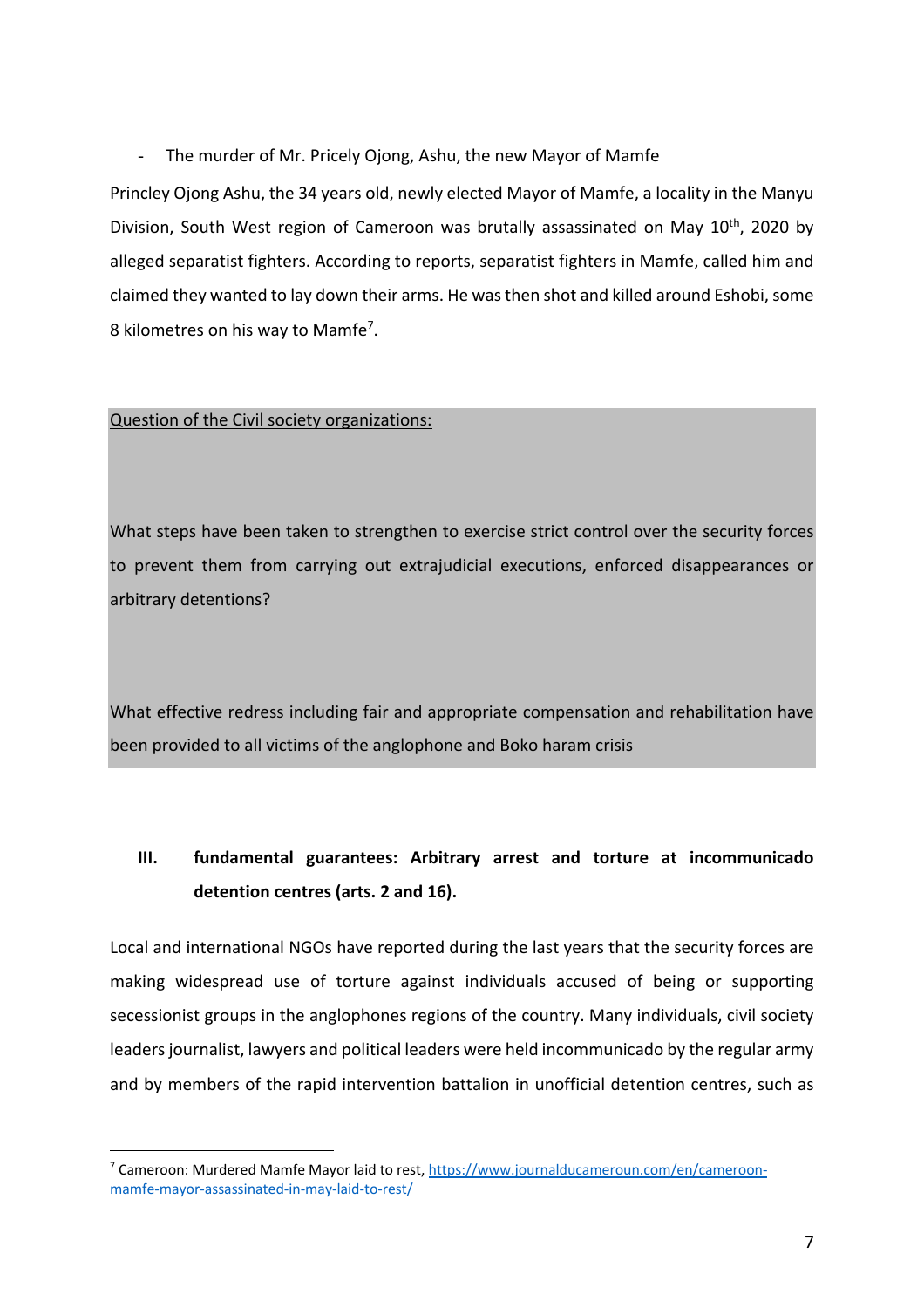- The murder of Mr. Pricely Ojong, Ashu, the new Mayor of Mamfe

Princley Ojong Ashu, the 34 years old, newly elected Mayor of Mamfe, a locality in the Manyu Division, South West region of Cameroon was brutally assassinated on May 10th, 2020 by alleged separatist fighters. According to reports, separatist fighters in Mamfe, called him and claimed they wanted to lay down their arms. He was then shot and killed around Eshobi, some 8 kilometres on his way to Mamfe[7].

Question of the Civil society organizations:

What steps have been taken to strengthen to exercise strict control over the security forces to prevent them from carrying out extrajudicial executions, enforced disappearances or arbitrary detentions?

What effective redress including fair and appropriate compensation and rehabilitation have been provided to all victims of the anglophone and Boko haram crisis

## III. fundamental guarantees: Arbitrary arrest and torture at incommunicado detention centres (arts. 2 and 16).

Local and international NGOs have reported during the last years that the security forces are making widespread use of torture against individuals accused of being or supporting secessionist groups in the anglophones regions of the country. Many individuals, civil society leaders journalist, lawyers and political leaders were held incommunicado by the regular army and by members of the rapid intervention battalion in unofficial detention centres, such as

[7] Cameroon: Murdered Mamfe Mayor laid to rest, https://www.journalducameroun.com/en/cameroon-mamfe-mayor-assassinated-in-may-laid-to-rest/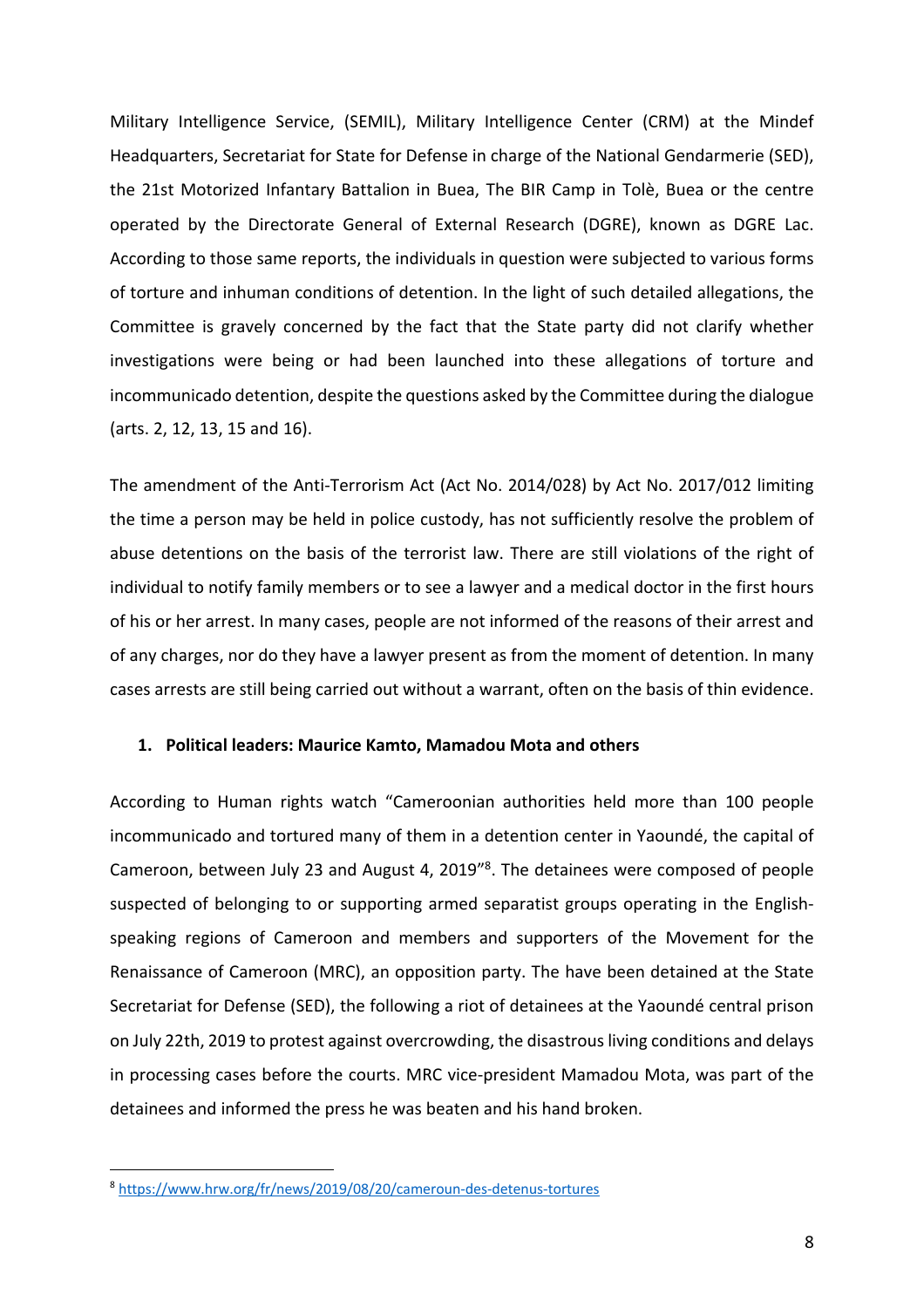Military Intelligence Service, (SEMIL), Military Intelligence Center (CRM) at the Mindef Headquarters, Secretariat for State for Defense in charge of the National Gendarmerie (SED), the 21st Motorized Infantary Battalion in Buea, The BIR Camp in Tolè, Buea or the centre operated by the Directorate General of External Research (DGRE), known as DGRE Lac. According to those same reports, the individuals in question were subjected to various forms of torture and inhuman conditions of detention. In the light of such detailed allegations, the Committee is gravely concerned by the fact that the State party did not clarify whether investigations were being or had been launched into these allegations of torture and incommunicado detention, despite the questions asked by the Committee during the dialogue (arts. 2, 12, 13, 15 and 16).

The amendment of the Anti-Terrorism Act (Act No. 2014/028) by Act No. 2017/012 limiting the time a person may be held in police custody, has not sufficiently resolve the problem of abuse detentions on the basis of the terrorist law. There are still violations of the right of individual to notify family members or to see a lawyer and a medical doctor in the first hours of his or her arrest. In many cases, people are not informed of the reasons of their arrest and of any charges, nor do they have a lawyer present as from the moment of detention. In many cases arrests are still being carried out without a warrant, often on the basis of thin evidence.

### 1. Political leaders: Maurice Kamto, Mamadou Mota and others

According to Human rights watch "Cameroonian authorities held more than 100 people incommunicado and tortured many of them in a detention center in Yaoundé, the capital of Cameroon, between July 23 and August 4, 2019"[8]. The detainees were composed of people suspected of belonging to or supporting armed separatist groups operating in the English-speaking regions of Cameroon and members and supporters of the Movement for the Renaissance of Cameroon (MRC), an opposition party. The have been detained at the State Secretariat for Defense (SED), the following a riot of detainees at the Yaoundé central prison on July 22th, 2019 to protest against overcrowding, the disastrous living conditions and delays in processing cases before the courts. MRC vice-president Mamadou Mota, was part of the detainees and informed the press he was beaten and his hand broken.

[8] https://www.hrw.org/fr/news/2019/08/20/cameroun-des-detenus-tortures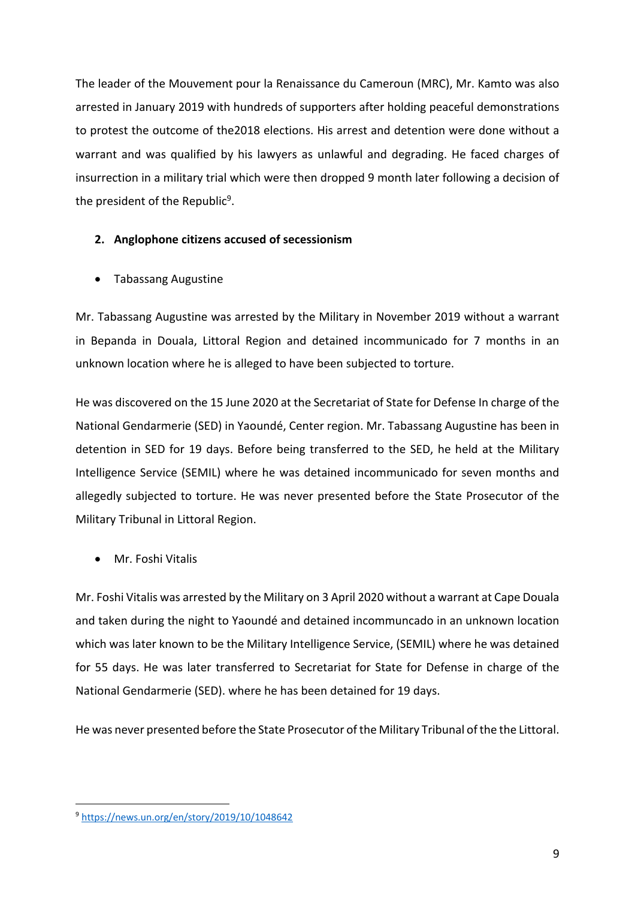The leader of the Mouvement pour la Renaissance du Cameroun (MRC), Mr. Kamto was also arrested in January 2019 with hundreds of supporters after holding peaceful demonstrations to protest the outcome of the2018 elections. His arrest and detention were done without a warrant and was qualified by his lawyers as unlawful and degrading. He faced charges of insurrection in a military trial which were then dropped 9 month later following a decision of the president of the Republic[9].

## 2. Anglophone citizens accused of secessionism

- Tabassang Augustine

Mr. Tabassang Augustine was arrested by the Military in November 2019 without a warrant in Bepanda in Douala, Littoral Region and detained incommunicado for 7 months in an unknown location where he is alleged to have been subjected to torture.

He was discovered on the 15 June 2020 at the Secretariat of State for Defense In charge of the National Gendarmerie (SED) in Yaoundé, Center region. Mr. Tabassang Augustine has been in detention in SED for 19 days. Before being transferred to the SED, he held at the Military Intelligence Service (SEMIL) where he was detained incommunicado for seven months and allegedly subjected to torture. He was never presented before the State Prosecutor of the Military Tribunal in Littoral Region.

- Mr. Foshi Vitalis

Mr. Foshi Vitalis was arrested by the Military on 3 April 2020 without a warrant at Cape Douala and taken during the night to Yaoundé and detained incommuncado in an unknown location which was later known to be the Military Intelligence Service, (SEMIL) where he was detained for 55 days. He was later transferred to Secretariat for State for Defense in charge of the National Gendarmerie (SED). where he has been detained for 19 days.

He was never presented before the State Prosecutor of the Military Tribunal of the the Littoral.

[9] https://news.un.org/en/story/2019/10/1048642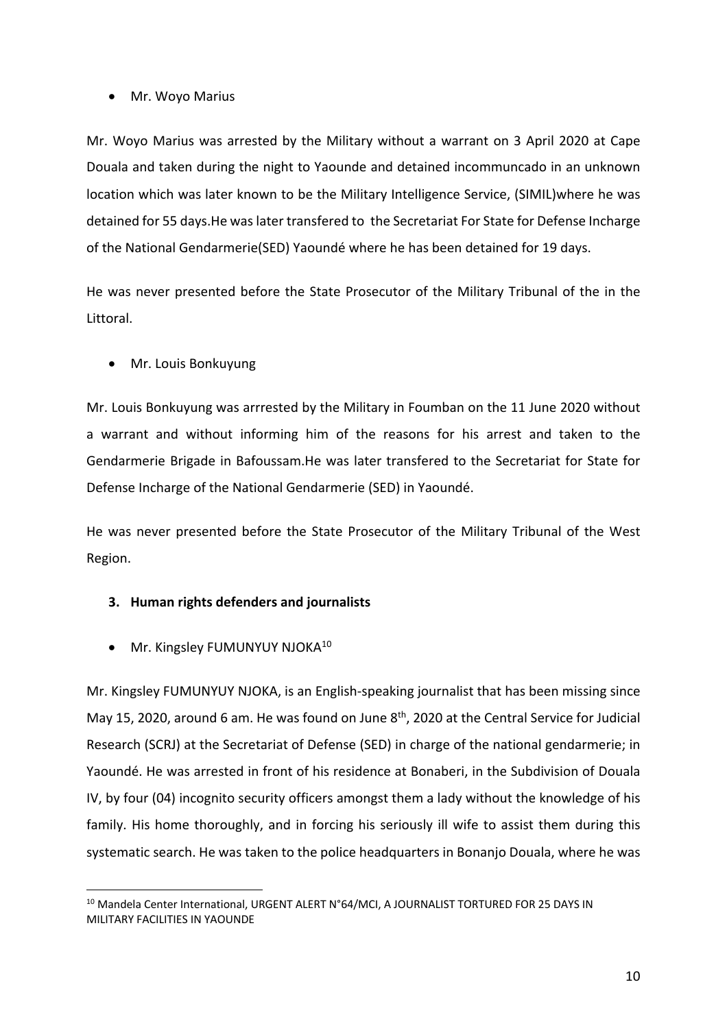- Mr. Woyo Marius

Mr. Woyo Marius was arrested by the Military without a warrant on 3 April 2020 at Cape Douala and taken during the night to Yaounde and detained incommuncado in an unknown location which was later known to be the Military Intelligence Service, (SIMIL)where he was detained for 55 days.He was later transfered to the Secretariat For State for Defense Incharge of the National Gendarmerie(SED) Yaoundé where he has been detained for 19 days.

He was never presented before the State Prosecutor of the Military Tribunal of the in the Littoral.

- Mr. Louis Bonkuyung

Mr. Louis Bonkuyung was arrrested by the Military in Foumban on the 11 June 2020 without a warrant and without informing him of the reasons for his arrest and taken to the Gendarmerie Brigade in Bafoussam.He was later transfered to the Secretariat for State for Defense Incharge of the National Gendarmerie (SED) in Yaoundé.

He was never presented before the State Prosecutor of the Military Tribunal of the West Region.

### 3. Human rights defenders and journalists

- Mr. Kingsley FUMUNYUY NJOKA[10]

Mr. Kingsley FUMUNYUY NJOKA, is an English-speaking journalist that has been missing since May 15, 2020, around 6 am. He was found on June 8th, 2020 at the Central Service for Judicial Research (SCRJ) at the Secretariat of Defense (SED) in charge of the national gendarmerie; in Yaoundé. He was arrested in front of his residence at Bonaberi, in the Subdivision of Douala IV, by four (04) incognito security officers amongst them a lady without the knowledge of his family. His home thoroughly, and in forcing his seriously ill wife to assist them during this systematic search. He was taken to the police headquarters in Bonanjo Douala, where he was

[10] Mandela Center International, URGENT ALERT N°64/MCI, A JOURNALIST TORTURED FOR 25 DAYS IN MILITARY FACILITIES IN YAOUNDE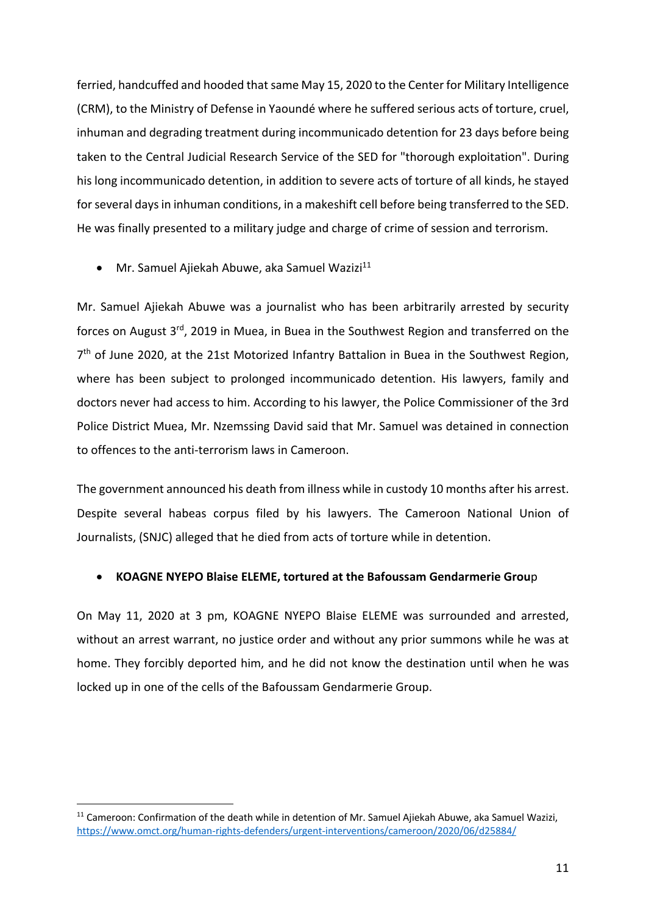ferried, handcuffed and hooded that same May 15, 2020 to the Center for Military Intelligence (CRM), to the Ministry of Defense in Yaoundé where he suffered serious acts of torture, cruel, inhuman and degrading treatment during incommunicado detention for 23 days before being taken to the Central Judicial Research Service of the SED for "thorough exploitation". During his long incommunicado detention, in addition to severe acts of torture of all kinds, he stayed for several days in inhuman conditions, in a makeshift cell before being transferred to the SED. He was finally presented to a military judge and charge of crime of session and terrorism.

- Mr. Samuel Ajiekah Abuwe, aka Samuel Wazizi[11]

Mr. Samuel Ajiekah Abuwe was a journalist who has been arbitrarily arrested by security forces on August 3rd, 2019 in Muea, in Buea in the Southwest Region and transferred on the 7th of June 2020, at the 21st Motorized Infantry Battalion in Buea in the Southwest Region, where has been subject to prolonged incommunicado detention. His lawyers, family and doctors never had access to him. According to his lawyer, the Police Commissioner of the 3rd Police District Muea, Mr. Nzemssing David said that Mr. Samuel was detained in connection to offences to the anti-terrorism laws in Cameroon.

The government announced his death from illness while in custody 10 months after his arrest. Despite several habeas corpus filed by his lawyers. The Cameroon National Union of Journalists, (SNJC) alleged that he died from acts of torture while in detention.

- **KOAGNE NYEPO Blaise ELEME, tortured at the Bafoussam Gendarmerie Group**

On May 11, 2020 at 3 pm, KOAGNE NYEPO Blaise ELEME was surrounded and arrested, without an arrest warrant, no justice order and without any prior summons while he was at home. They forcibly deported him, and he did not know the destination until when he was locked up in one of the cells of the Bafoussam Gendarmerie Group.

[11] Cameroon: Confirmation of the death while in detention of Mr. Samuel Ajiekah Abuwe, aka Samuel Wazizi, https://www.omct.org/human-rights-defenders/urgent-interventions/cameroon/2020/06/d25884/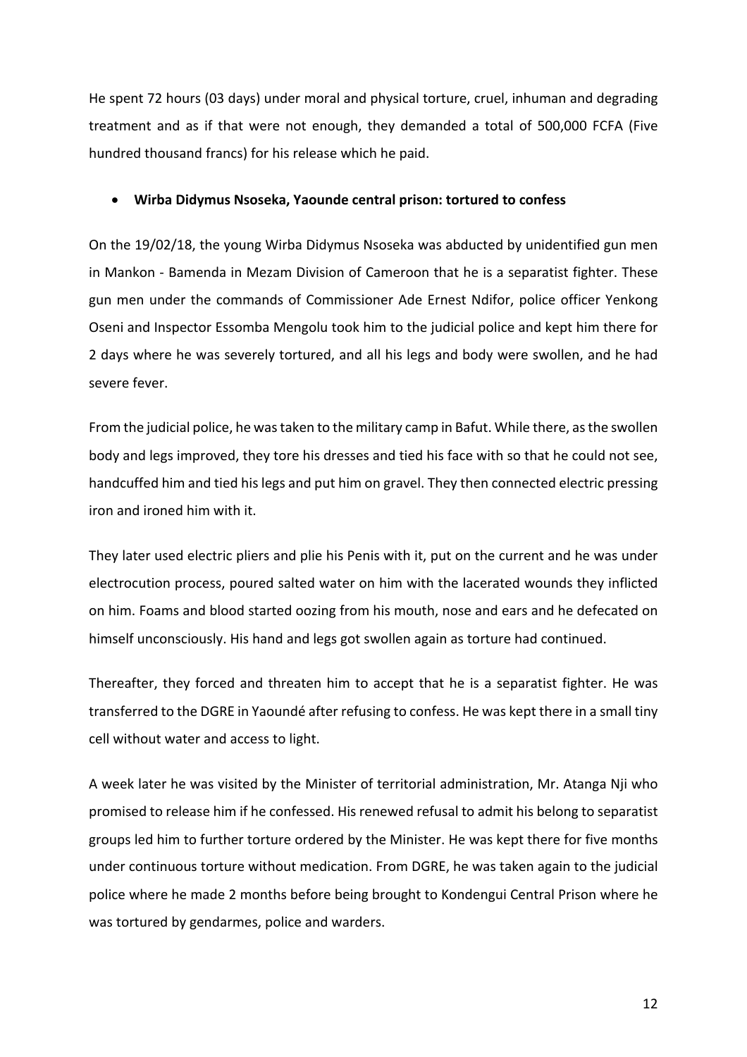He spent 72 hours (03 days) under moral and physical torture, cruel, inhuman and degrading treatment and as if that were not enough, they demanded a total of 500,000 FCFA (Five hundred thousand francs) for his release which he paid.

- **Wirba Didymus Nsoseka, Yaounde central prison: tortured to confess**

On the 19/02/18, the young Wirba Didymus Nsoseka was abducted by unidentified gun men in Mankon - Bamenda in Mezam Division of Cameroon that he is a separatist fighter. These gun men under the commands of Commissioner Ade Ernest Ndifor, police officer Yenkong Oseni and Inspector Essomba Mengolu took him to the judicial police and kept him there for 2 days where he was severely tortured, and all his legs and body were swollen, and he had severe fever.

From the judicial police, he was taken to the military camp in Bafut. While there, as the swollen body and legs improved, they tore his dresses and tied his face with so that he could not see, handcuffed him and tied his legs and put him on gravel. They then connected electric pressing iron and ironed him with it.

They later used electric pliers and plie his Penis with it, put on the current and he was under electrocution process, poured salted water on him with the lacerated wounds they inflicted on him. Foams and blood started oozing from his mouth, nose and ears and he defecated on himself unconsciously. His hand and legs got swollen again as torture had continued.

Thereafter, they forced and threaten him to accept that he is a separatist fighter. He was transferred to the DGRE in Yaoundé after refusing to confess. He was kept there in a small tiny cell without water and access to light.

A week later he was visited by the Minister of territorial administration, Mr. Atanga Nji who promised to release him if he confessed. His renewed refusal to admit his belong to separatist groups led him to further torture ordered by the Minister. He was kept there for five months under continuous torture without medication. From DGRE, he was taken again to the judicial police where he made 2 months before being brought to Kondengui Central Prison where he was tortured by gendarmes, police and warders.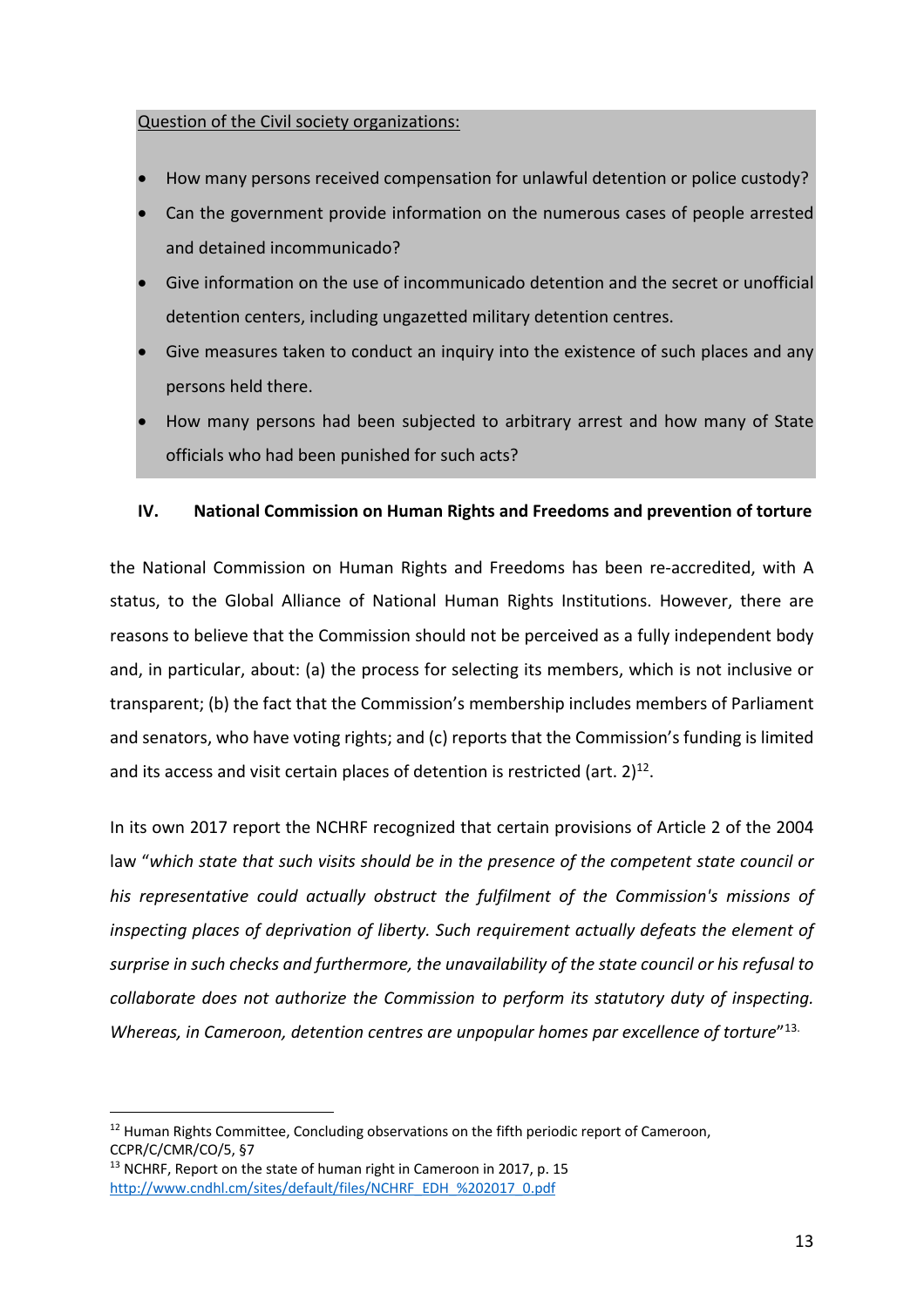<u>Question of the Civil society organizations:</u>

- How many persons received compensation for unlawful detention or police custody?
- Can the government provide information on the numerous cases of people arrested and detained incommunicado?
- Give information on the use of incommunicado detention and the secret or unofficial detention centers, including ungazetted military detention centres.
- Give measures taken to conduct an inquiry into the existence of such places and any persons held there.
- How many persons had been subjected to arbitrary arrest and how many of State officials who had been punished for such acts?

## IV. National Commission on Human Rights and Freedoms and prevention of torture

the National Commission on Human Rights and Freedoms has been re-accredited, with A status, to the Global Alliance of National Human Rights Institutions. However, there are reasons to believe that the Commission should not be perceived as a fully independent body and, in particular, about: (a) the process for selecting its members, which is not inclusive or transparent; (b) the fact that the Commission's membership includes members of Parliament and senators, who have voting rights; and (c) reports that the Commission's funding is limited and its access and visit certain places of detention is restricted (art. 2)[12].

In its own 2017 report the NCHRF recognized that certain provisions of Article 2 of the 2004 law "*which state that such visits should be in the presence of the competent state council or his representative could actually obstruct the fulfilment of the Commission's missions of inspecting places of deprivation of liberty. Such requirement actually defeats the element of surprise in such checks and furthermore, the unavailability of the state council or his refusal to collaborate does not authorize the Commission to perform its statutory duty of inspecting. Whereas, in Cameroon, detention centres are unpopular homes par excellence of torture*"[13].

---

[12] Human Rights Committee, Concluding observations on the fifth periodic report of Cameroon, CCPR/C/CMR/CO/5, §7

[13] NCHRF, Report on the state of human right in Cameroon in 2017, p. 15 http://www.cndhl.cm/sites/default/files/NCHRF_EDH_%202017_0.pdf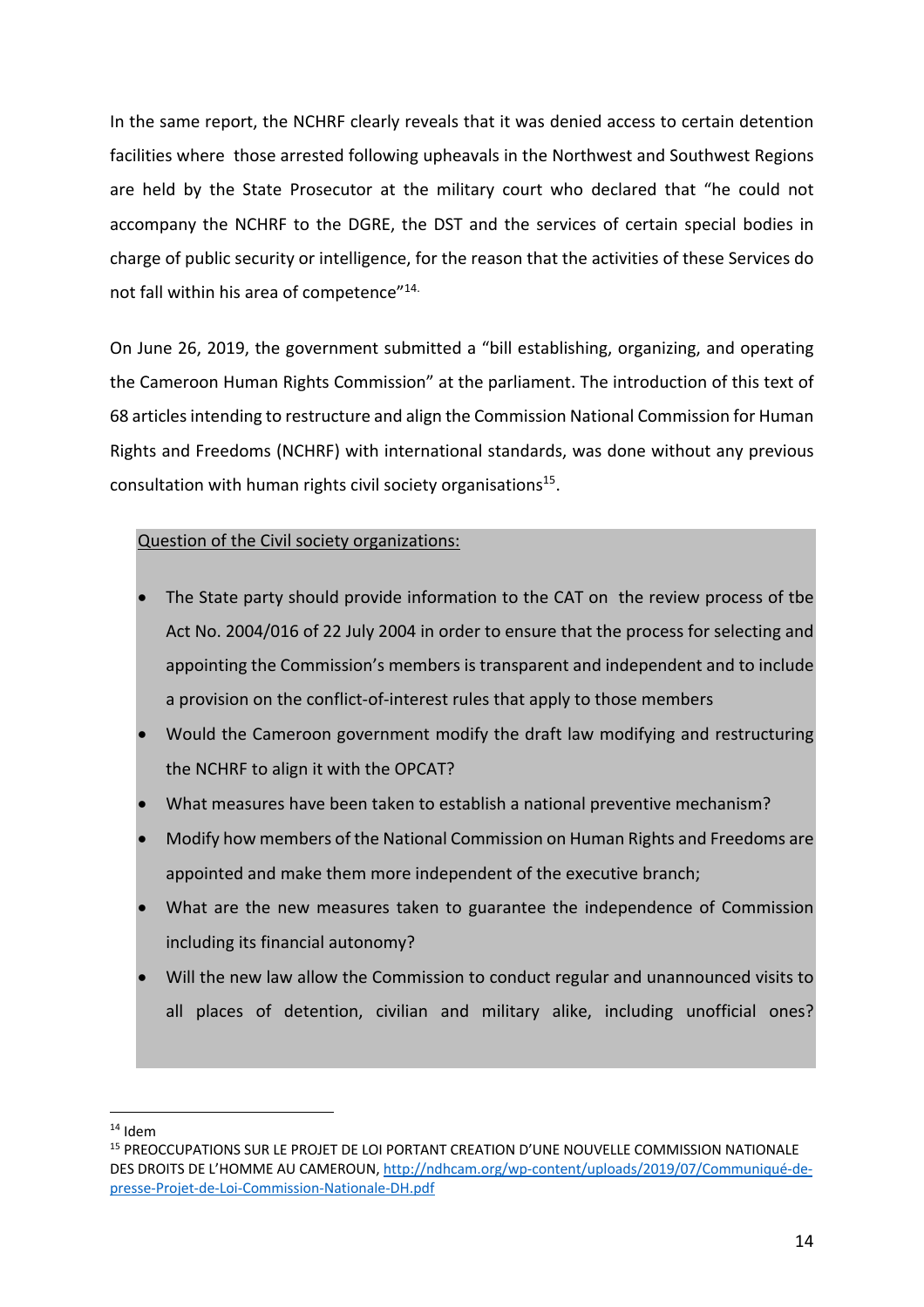In the same report, the NCHRF clearly reveals that it was denied access to certain detention facilities where those arrested following upheavals in the Northwest and Southwest Regions are held by the State Prosecutor at the military court who declared that "he could not accompany the NCHRF to the DGRE, the DST and the services of certain special bodies in charge of public security or intelligence, for the reason that the activities of these Services do not fall within his area of competence"[14].

On June 26, 2019, the government submitted a "bill establishing, organizing, and operating the Cameroon Human Rights Commission" at the parliament. The introduction of this text of 68 articles intending to restructure and align the Commission National Commission for Human Rights and Freedoms (NCHRF) with international standards, was done without any previous consultation with human rights civil society organisations[15].

<u>Question of the Civil society organizations:</u>

- The State party should provide information to the CAT on the review process of tbe Act No. 2004/016 of 22 July 2004 in order to ensure that the process for selecting and appointing the Commission's members is transparent and independent and to include a provision on the conflict-of-interest rules that apply to those members
- Would the Cameroon government modify the draft law modifying and restructuring the NCHRF to align it with the OPCAT?
- What measures have been taken to establish a national preventive mechanism?
- Modify how members of the National Commission on Human Rights and Freedoms are appointed and make them more independent of the executive branch;
- What are the new measures taken to guarantee the independence of Commission including its financial autonomy?
- Will the new law allow the Commission to conduct regular and unannounced visits to all places of detention, civilian and military alike, including unofficial ones?

---

[14] Idem

[15] PREOCCUPATIONS SUR LE PROJET DE LOI PORTANT CREATION D'UNE NOUVELLE COMMISSION NATIONALE DES DROITS DE L'HOMME AU CAMEROUN, [http://ndhcam.org/wp-content/uploads/2019/07/Communiqué-de-presse-Projet-de-Loi-Commission-Nationale-DH.pdf](http://ndhcam.org/wp-content/uploads/2019/07/Communiqué-de-presse-Projet-de-Loi-Commission-Nationale-DH.pdf)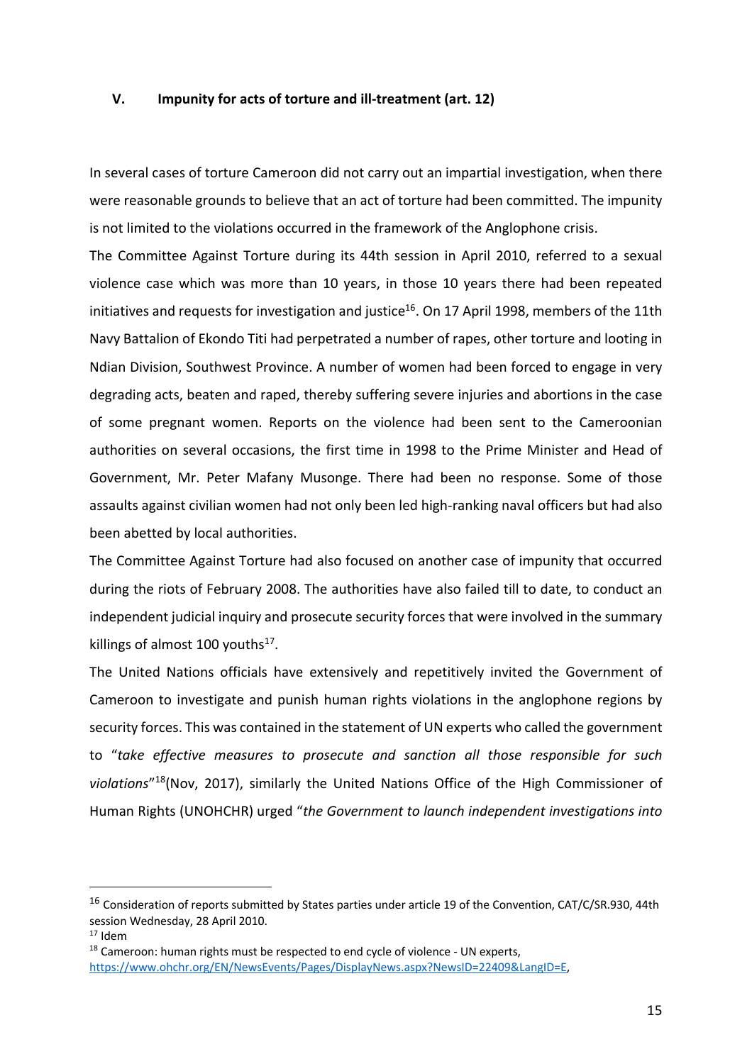## V. Impunity for acts of torture and ill-treatment (art. 12)

In several cases of torture Cameroon did not carry out an impartial investigation, when there were reasonable grounds to believe that an act of torture had been committed. The impunity is not limited to the violations occurred in the framework of the Anglophone crisis.

The Committee Against Torture during its 44th session in April 2010, referred to a sexual violence case which was more than 10 years, in those 10 years there had been repeated initiatives and requests for investigation and justice[16]. On 17 April 1998, members of the 11th Navy Battalion of Ekondo Titi had perpetrated a number of rapes, other torture and looting in Ndian Division, Southwest Province. A number of women had been forced to engage in very degrading acts, beaten and raped, thereby suffering severe injuries and abortions in the case of some pregnant women. Reports on the violence had been sent to the Cameroonian authorities on several occasions, the first time in 1998 to the Prime Minister and Head of Government, Mr. Peter Mafany Musonge. There had been no response. Some of those assaults against civilian women had not only been led high-ranking naval officers but had also been abetted by local authorities.

The Committee Against Torture had also focused on another case of impunity that occurred during the riots of February 2008. The authorities have also failed till to date, to conduct an independent judicial inquiry and prosecute security forces that were involved in the summary killings of almost 100 youths[17].

The United Nations officials have extensively and repetitively invited the Government of Cameroon to investigate and punish human rights violations in the anglophone regions by security forces. This was contained in the statement of UN experts who called the government to "*take effective measures to prosecute and sanction all those responsible for such violations*"[18](Nov, 2017), similarly the United Nations Office of the High Commissioner of Human Rights (UNOHCHR) urged "*the Government to launch independent investigations into*

---

[16] Consideration of reports submitted by States parties under article 19 of the Convention, CAT/C/SR.930, 44th session Wednesday, 28 April 2010.

[17] Idem

[18] Cameroon: human rights must be respected to end cycle of violence - UN experts, https://www.ohchr.org/EN/NewsEvents/Pages/DisplayNews.aspx?NewsID=22409&LangID=E,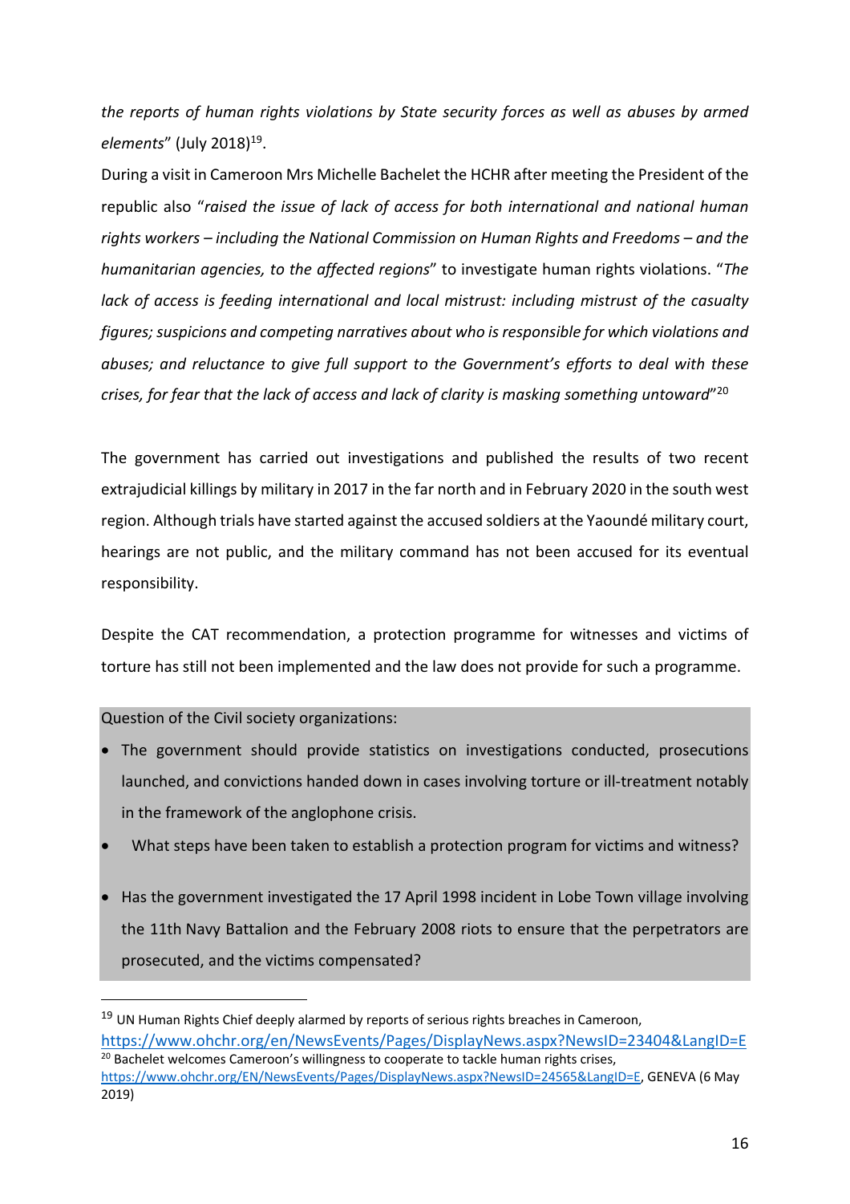*the reports of human rights violations by State security forces as well as abuses by armed elements*" (July 2018)[19].

During a visit in Cameroon Mrs Michelle Bachelet the HCHR after meeting the President of the republic also "*raised the issue of lack of access for both international and national human rights workers – including the National Commission on Human Rights and Freedoms – and the humanitarian agencies, to the affected regions*" to investigate human rights violations. "*The lack of access is feeding international and local mistrust: including mistrust of the casualty figures; suspicions and competing narratives about who is responsible for which violations and abuses; and reluctance to give full support to the Government's efforts to deal with these crises, for fear that the lack of access and lack of clarity is masking something untoward*"[20]

The government has carried out investigations and published the results of two recent extrajudicial killings by military in 2017 in the far north and in February 2020 in the south west region. Although trials have started against the accused soldiers at the Yaoundé military court, hearings are not public, and the military command has not been accused for its eventual responsibility.

Despite the CAT recommendation, a protection programme for witnesses and victims of torture has still not been implemented and the law does not provide for such a programme.

Question of the Civil society organizations:

- The government should provide statistics on investigations conducted, prosecutions launched, and convictions handed down in cases involving torture or ill-treatment notably in the framework of the anglophone crisis.
- What steps have been taken to establish a protection program for victims and witness?
- Has the government investigated the 17 April 1998 incident in Lobe Town village involving the 11th Navy Battalion and the February 2008 riots to ensure that the perpetrators are prosecuted, and the victims compensated?

---

[19] UN Human Rights Chief deeply alarmed by reports of serious rights breaches in Cameroon, https://www.ohchr.org/en/NewsEvents/Pages/DisplayNews.aspx?NewsID=23404&LangID=E

[20] Bachelet welcomes Cameroon's willingness to cooperate to tackle human rights crises, https://www.ohchr.org/EN/NewsEvents/Pages/DisplayNews.aspx?NewsID=24565&LangID=E, GENEVA (6 May 2019)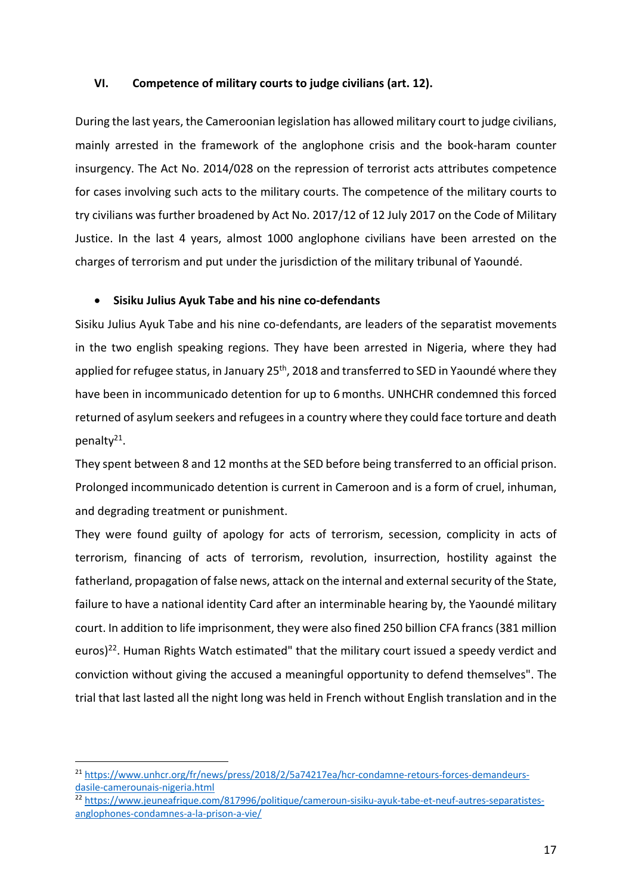## VI. Competence of military courts to judge civilians (art. 12).

During the last years, the Cameroonian legislation has allowed military court to judge civilians, mainly arrested in the framework of the anglophone crisis and the book-haram counter insurgency. The Act No. 2014/028 on the repression of terrorist acts attributes competence for cases involving such acts to the military courts. The competence of the military courts to try civilians was further broadened by Act No. 2017/12 of 12 July 2017 on the Code of Military Justice. In the last 4 years, almost 1000 anglophone civilians have been arrested on the charges of terrorism and put under the jurisdiction of the military tribunal of Yaoundé.

- **Sisiku Julius Ayuk Tabe and his nine co-defendants**

Sisiku Julius Ayuk Tabe and his nine co-defendants, are leaders of the separatist movements in the two english speaking regions. They have been arrested in Nigeria, where they had applied for refugee status, in January 25th, 2018 and transferred to SED in Yaoundé where they have been in incommunicado detention for up to 6 months. UNHCHR condemned this forced returned of asylum seekers and refugees in a country where they could face torture and death penalty[21].

They spent between 8 and 12 months at the SED before being transferred to an official prison. Prolonged incommunicado detention is current in Cameroon and is a form of cruel, inhuman, and degrading treatment or punishment.

They were found guilty of apology for acts of terrorism, secession, complicity in acts of terrorism, financing of acts of terrorism, revolution, insurrection, hostility against the fatherland, propagation of false news, attack on the internal and external security of the State, failure to have a national identity Card after an interminable hearing by, the Yaoundé military court. In addition to life imprisonment, they were also fined 250 billion CFA francs (381 million euros)[22]. Human Rights Watch estimated" that the military court issued a speedy verdict and conviction without giving the accused a meaningful opportunity to defend themselves". The trial that last lasted all the night long was held in French without English translation and in the

---

[21] https://www.unhcr.org/fr/news/press/2018/2/5a74217ea/hcr-condamne-retours-forces-demandeurs-dasile-camerounais-nigeria.html

[22] https://www.jeuneafrique.com/817996/politique/cameroun-sisiku-ayuk-tabe-et-neuf-autres-separatistes-anglophones-condamnes-a-la-prison-a-vie/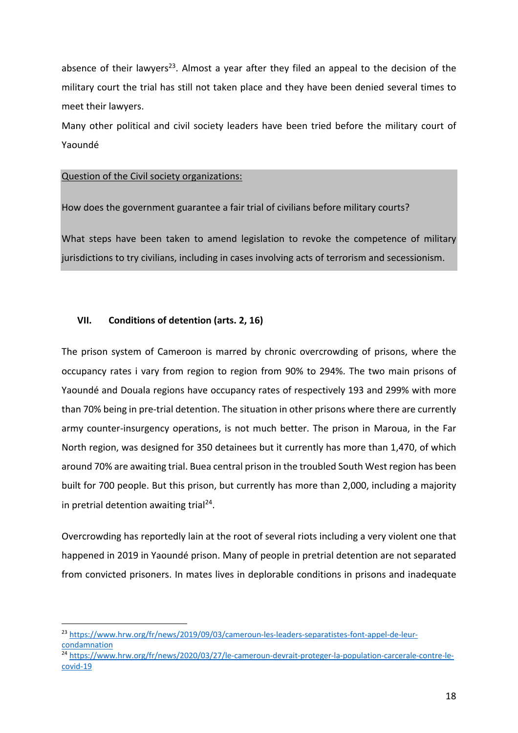absence of their lawyers[23]. Almost a year after they filed an appeal to the decision of the military court the trial has still not taken place and they have been denied several times to meet their lawyers.

Many other political and civil society leaders have been tried before the military court of Yaoundé

Question of the Civil society organizations:

How does the government guarantee a fair trial of civilians before military courts?

What steps have been taken to amend legislation to revoke the competence of military jurisdictions to try civilians, including in cases involving acts of terrorism and secessionism.

## VII. Conditions of detention (arts. 2, 16)

The prison system of Cameroon is marred by chronic overcrowding of prisons, where the occupancy rates i vary from region to region from 90% to 294%. The two main prisons of Yaoundé and Douala regions have occupancy rates of respectively 193 and 299% with more than 70% being in pre-trial detention. The situation in other prisons where there are currently army counter-insurgency operations, is not much better. The prison in Maroua, in the Far North region, was designed for 350 detainees but it currently has more than 1,470, of which around 70% are awaiting trial. Buea central prison in the troubled South West region has been built for 700 people. But this prison, but currently has more than 2,000, including a majority in pretrial detention awaiting trial[24].

Overcrowding has reportedly lain at the root of several riots including a very violent one that happened in 2019 in Yaoundé prison. Many of people in pretrial detention are not separated from convicted prisoners. In mates lives in deplorable conditions in prisons and inadequate

---

[23] https://www.hrw.org/fr/news/2019/09/03/cameroun-les-leaders-separatistes-font-appel-de-leur-condamnation

[24] https://www.hrw.org/fr/news/2020/03/27/le-cameroun-devrait-proteger-la-population-carcerale-contre-le-covid-19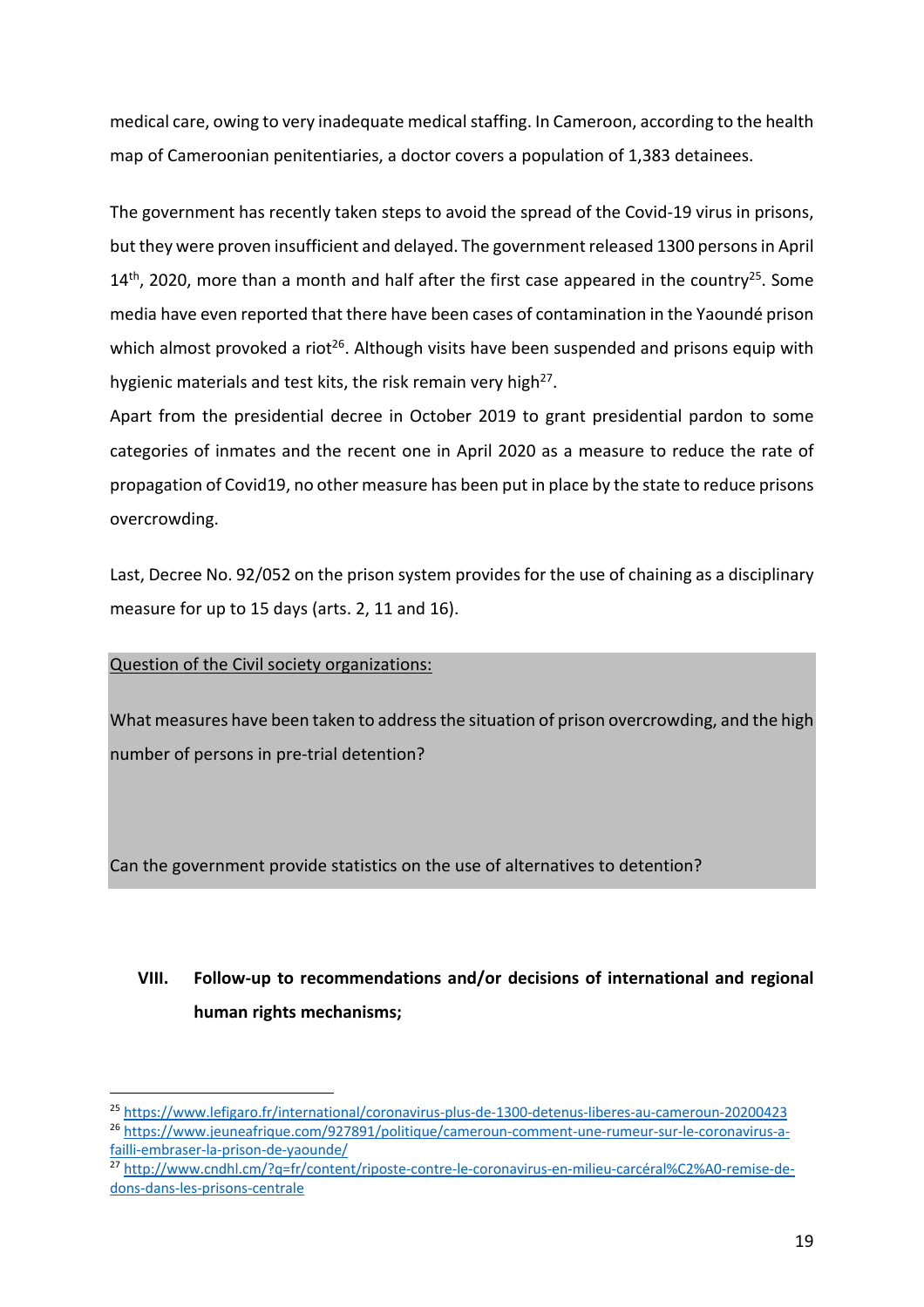medical care, owing to very inadequate medical staffing. In Cameroon, according to the health map of Cameroonian penitentiaries, a doctor covers a population of 1,383 detainees.

The government has recently taken steps to avoid the spread of the Covid-19 virus in prisons, but they were proven insufficient and delayed. The government released 1300 persons in April 14th, 2020, more than a month and half after the first case appeared in the country[25]. Some media have even reported that there have been cases of contamination in the Yaoundé prison which almost provoked a riot[26]. Although visits have been suspended and prisons equip with hygienic materials and test kits, the risk remain very high[27].

Apart from the presidential decree in October 2019 to grant presidential pardon to some categories of inmates and the recent one in April 2020 as a measure to reduce the rate of propagation of Covid19, no other measure has been put in place by the state to reduce prisons overcrowding.

Last, Decree No. 92/052 on the prison system provides for the use of chaining as a disciplinary measure for up to 15 days (arts. 2, 11 and 16).

<u>Question of the Civil society organizations:</u>

What measures have been taken to address the situation of prison overcrowding, and the high number of persons in pre-trial detention?

Can the government provide statistics on the use of alternatives to detention?

## VIII. Follow-up to recommendations and/or decisions of international and regional human rights mechanisms;

---

[25] https://www.lefigaro.fr/international/coronavirus-plus-de-1300-detenus-liberes-au-cameroun-20200423

[26] https://www.jeuneafrique.com/927891/politique/cameroun-comment-une-rumeur-sur-le-coronavirus-a-failli-embraser-la-prison-de-yaounde/

[27] http://www.cndhl.cm/?q=fr/content/riposte-contre-le-coronavirus-en-milieu-carcéral%C2%A0-remise-de-dons-dans-les-prisons-centrale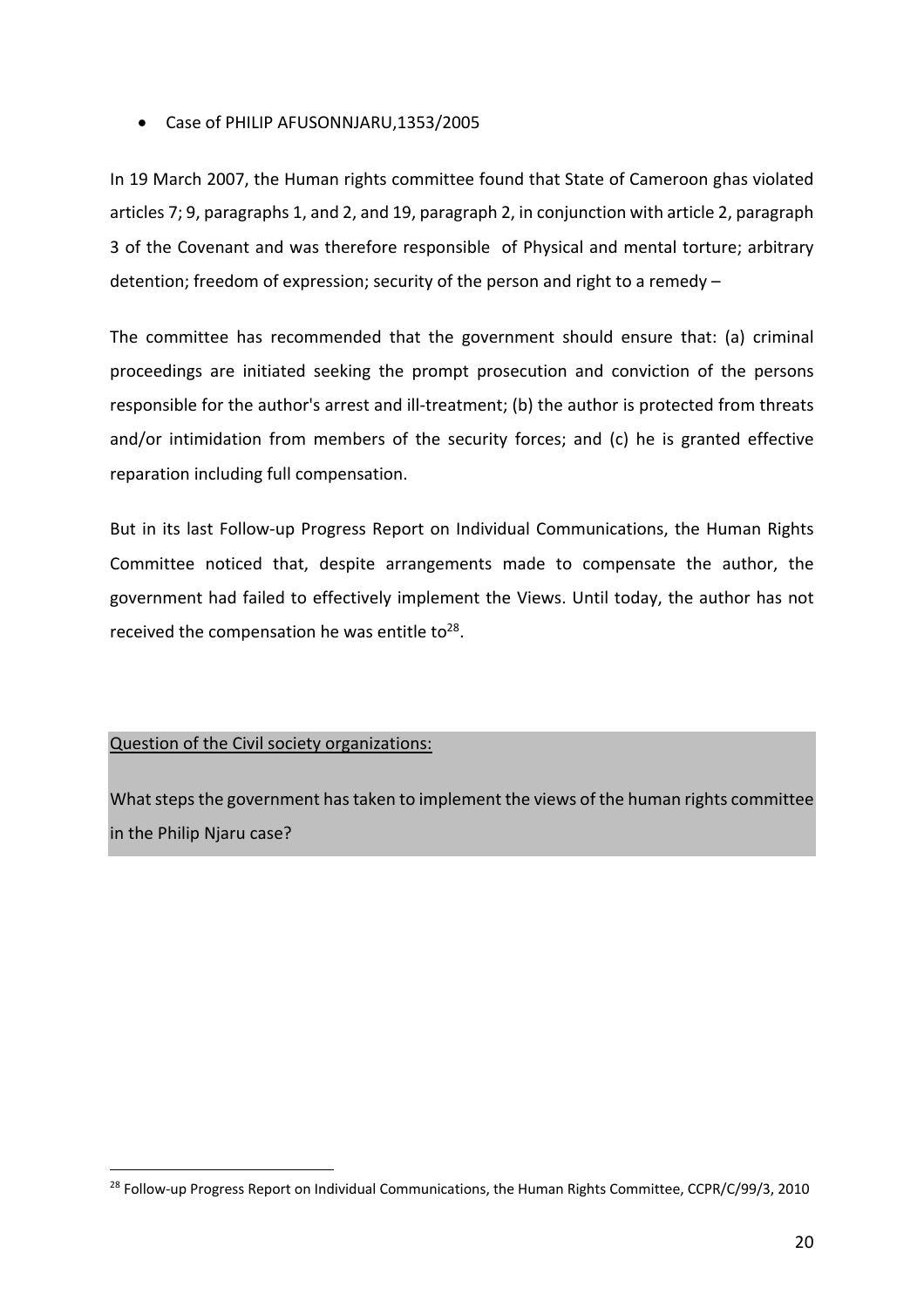- Case of PHILIP AFUSONNJARU,1353/2005

In 19 March 2007, the Human rights committee found that State of Cameroon ghas violated articles 7; 9, paragraphs 1, and 2, and 19, paragraph 2, in conjunction with article 2, paragraph 3 of the Covenant and was therefore responsible of Physical and mental torture; arbitrary detention; freedom of expression; security of the person and right to a remedy –

The committee has recommended that the government should ensure that: (a) criminal proceedings are initiated seeking the prompt prosecution and conviction of the persons responsible for the author's arrest and ill-treatment; (b) the author is protected from threats and/or intimidation from members of the security forces; and (c) he is granted effective reparation including full compensation.

But in its last Follow-up Progress Report on Individual Communications, the Human Rights Committee noticed that, despite arrangements made to compensate the author, the government had failed to effectively implement the Views. Until today, the author has not received the compensation he was entitle to[28].

<u>Question of the Civil society organizations:</u>

What steps the government has taken to implement the views of the human rights committee in the Philip Njaru case?

---

[28] Follow-up Progress Report on Individual Communications, the Human Rights Committee, CCPR/C/99/3, 2010